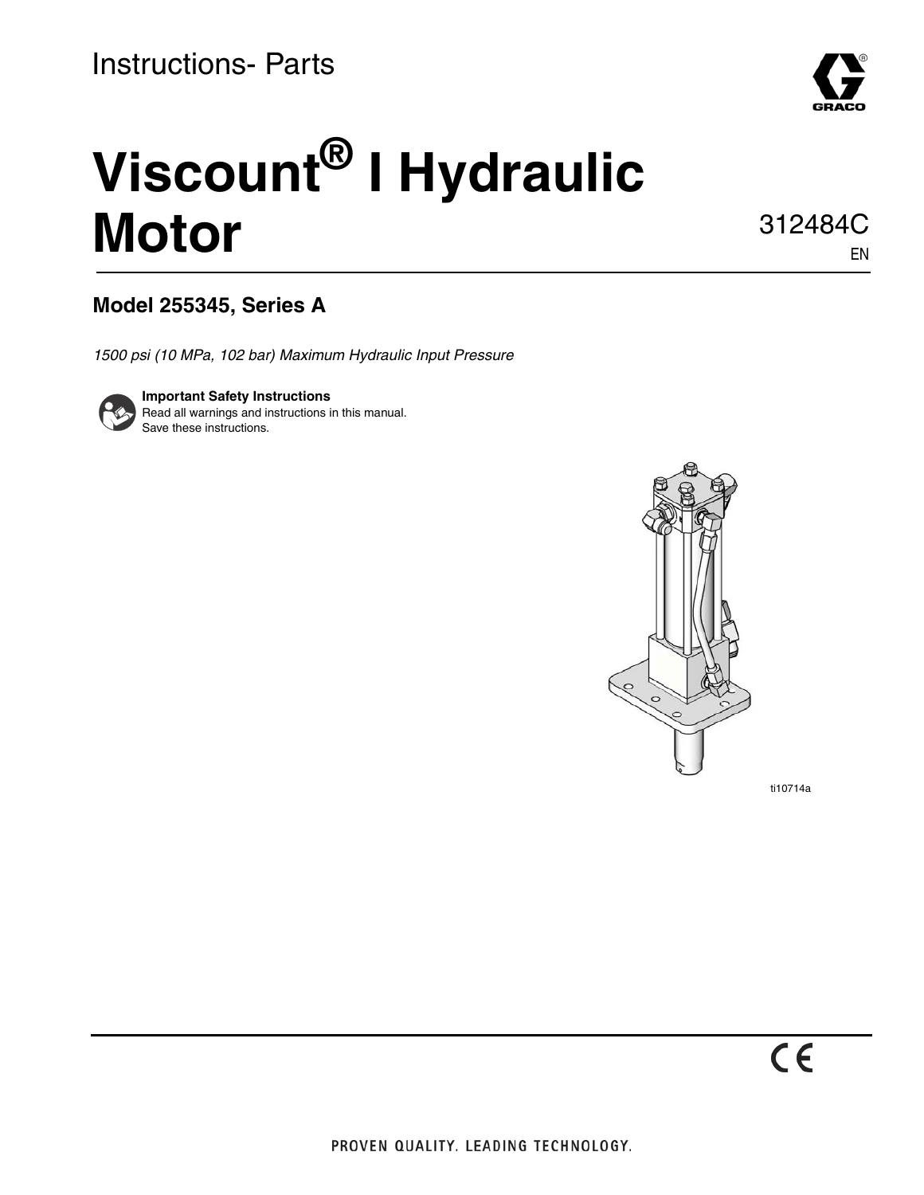Instructions- Parts

# Viscount® I Hydraulic Motor

312484C

EN

## Model 255345, Series A

*1500 psi (10 MPa, 102 bar) Maximum Hydraulic Input Pressure*

**Important Safety Instructions**
Read all warnings and instructions in this manual.
Save these instructions.

ti10714a

PROVEN QUALITY. LEADING TECHNOLOGY.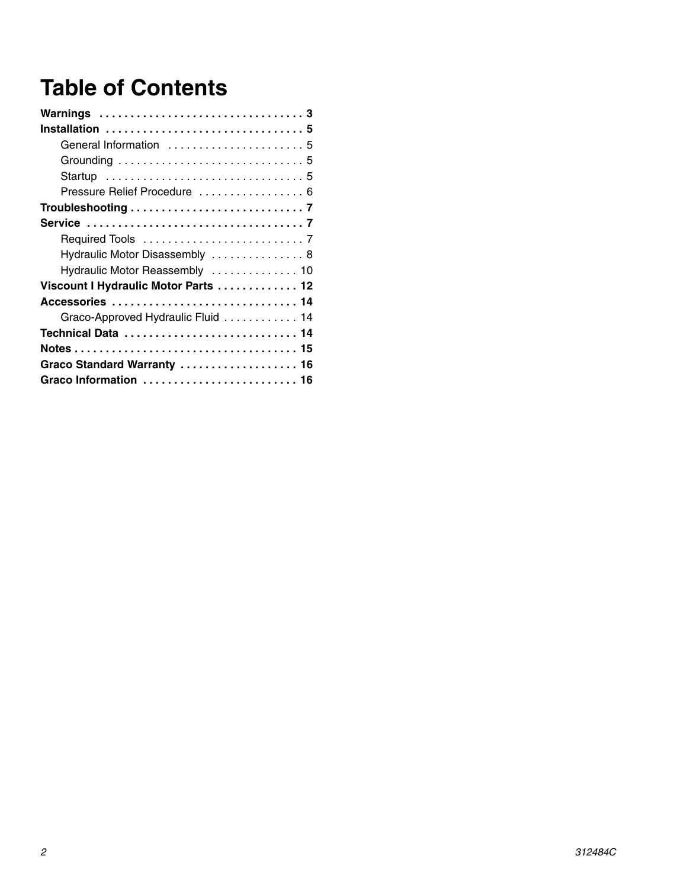# Table of Contents

**Warnings** . . . . . . . . . . . . . . . . . . . . . . . . . . . . . . . . . **3**

**Installation** . . . . . . . . . . . . . . . . . . . . . . . . . . . . . . . . **5**

- General Information . . . . . . . . . . . . . . . . . . . . . . 5
- Grounding . . . . . . . . . . . . . . . . . . . . . . . . . . . . . . 5
- Startup . . . . . . . . . . . . . . . . . . . . . . . . . . . . . . . . 5
- Pressure Relief Procedure . . . . . . . . . . . . . . . . . 6

**Troubleshooting** . . . . . . . . . . . . . . . . . . . . . . . . . . . . **7**

**Service** . . . . . . . . . . . . . . . . . . . . . . . . . . . . . . . . . . . **7**

- Required Tools . . . . . . . . . . . . . . . . . . . . . . . . . . 7
- Hydraulic Motor Disassembly . . . . . . . . . . . . . . . 8
- Hydraulic Motor Reassembly . . . . . . . . . . . . . . 10

**Viscount I Hydraulic Motor Parts** . . . . . . . . . . . . . **12**

**Accessories** . . . . . . . . . . . . . . . . . . . . . . . . . . . . . . **14**

- Graco-Approved Hydraulic Fluid . . . . . . . . . . . . 14

**Technical Data** . . . . . . . . . . . . . . . . . . . . . . . . . . . . **14**

**Notes** . . . . . . . . . . . . . . . . . . . . . . . . . . . . . . . . . . . . **15**

**Graco Standard Warranty** . . . . . . . . . . . . . . . . . . . **16**

**Graco Information** . . . . . . . . . . . . . . . . . . . . . . . . . **16**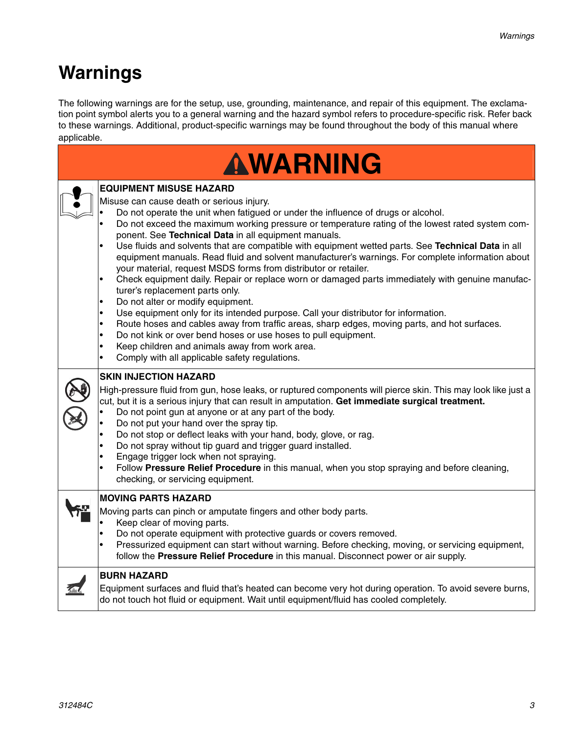# Warnings

The following warnings are for the setup, use, grounding, maintenance, and repair of this equipment. The exclamation point symbol alerts you to a general warning and the hazard symbol refers to procedure-specific risk. Refer back to these warnings. Additional, product-specific warnings may be found throughout the body of this manual where applicable.

## WARNING

**EQUIPMENT MISUSE HAZARD**

Misuse can cause death or serious injury.

- Do not operate the unit when fatigued or under the influence of drugs or alcohol.
- Do not exceed the maximum working pressure or temperature rating of the lowest rated system component. See **Technical Data** in all equipment manuals.
- Use fluids and solvents that are compatible with equipment wetted parts. See **Technical Data** in all equipment manuals. Read fluid and solvent manufacturer's warnings. For complete information about your material, request MSDS forms from distributor or retailer.
- Check equipment daily. Repair or replace worn or damaged parts immediately with genuine manufacturer's replacement parts only.
- Do not alter or modify equipment.
- Use equipment only for its intended purpose. Call your distributor for information.
- Route hoses and cables away from traffic areas, sharp edges, moving parts, and hot surfaces.
- Do not kink or over bend hoses or use hoses to pull equipment.
- Keep children and animals away from work area.
- Comply with all applicable safety regulations.

**SKIN INJECTION HAZARD**

High-pressure fluid from gun, hose leaks, or ruptured components will pierce skin. This may look like just a cut, but it is a serious injury that can result in amputation. **Get immediate surgical treatment.**

- Do not point gun at anyone or at any part of the body.
- Do not put your hand over the spray tip.
- Do not stop or deflect leaks with your hand, body, glove, or rag.
- Do not spray without tip guard and trigger guard installed.
- Engage trigger lock when not spraying.
- Follow **Pressure Relief Procedure** in this manual, when you stop spraying and before cleaning, checking, or servicing equipment.

**MOVING PARTS HAZARD**

Moving parts can pinch or amputate fingers and other body parts.

- Keep clear of moving parts.
- Do not operate equipment with protective guards or covers removed.
- Pressurized equipment can start without warning. Before checking, moving, or servicing equipment, follow the **Pressure Relief Procedure** in this manual. Disconnect power or air supply.

**BURN HAZARD**

Equipment surfaces and fluid that's heated can become very hot during operation. To avoid severe burns, do not touch hot fluid or equipment. Wait until equipment/fluid has cooled completely.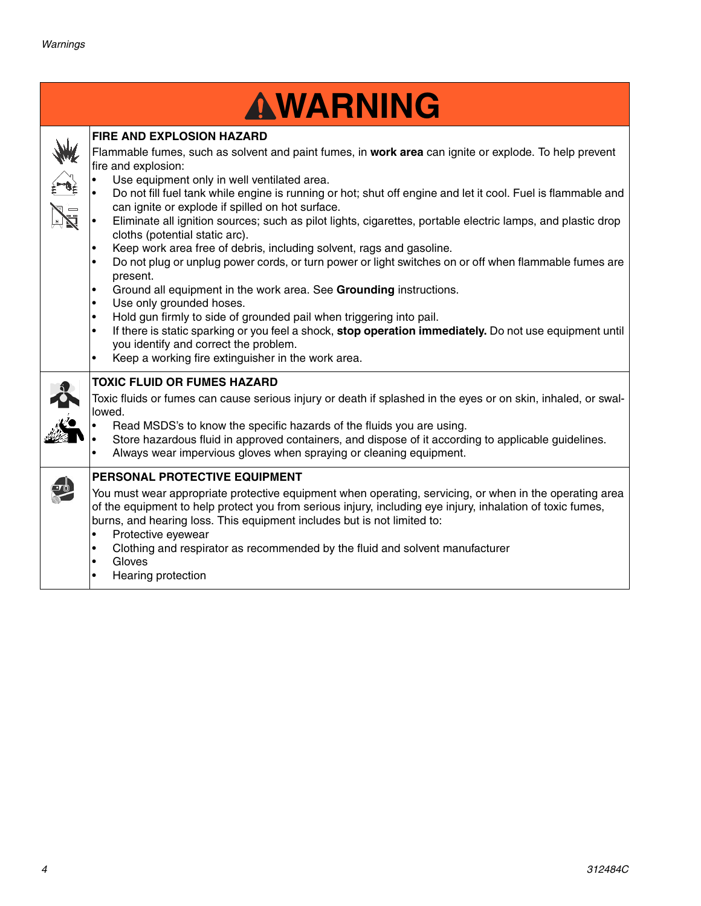# ⚠WARNING

## FIRE AND EXPLOSION HAZARD

Flammable fumes, such as solvent and paint fumes, in **work area** can ignite or explode. To help prevent fire and explosion:

- Use equipment only in well ventilated area.
- Do not fill fuel tank while engine is running or hot; shut off engine and let it cool. Fuel is flammable and can ignite or explode if spilled on hot surface.
- Eliminate all ignition sources; such as pilot lights, cigarettes, portable electric lamps, and plastic drop cloths (potential static arc).
- Keep work area free of debris, including solvent, rags and gasoline.
- Do not plug or unplug power cords, or turn power or light switches on or off when flammable fumes are present.
- Ground all equipment in the work area. See **Grounding** instructions.
- Use only grounded hoses.
- Hold gun firmly to side of grounded pail when triggering into pail.
- If there is static sparking or you feel a shock, **stop operation immediately.** Do not use equipment until you identify and correct the problem.
- Keep a working fire extinguisher in the work area.

## TOXIC FLUID OR FUMES HAZARD

Toxic fluids or fumes can cause serious injury or death if splashed in the eyes or on skin, inhaled, or swallowed.

- Read MSDS's to know the specific hazards of the fluids you are using.
- Store hazardous fluid in approved containers, and dispose of it according to applicable guidelines.
- Always wear impervious gloves when spraying or cleaning equipment.

## PERSONAL PROTECTIVE EQUIPMENT

You must wear appropriate protective equipment when operating, servicing, or when in the operating area of the equipment to help protect you from serious injury, including eye injury, inhalation of toxic fumes, burns, and hearing loss. This equipment includes but is not limited to:

- Protective eyewear
- Clothing and respirator as recommended by the fluid and solvent manufacturer
- Gloves
- Hearing protection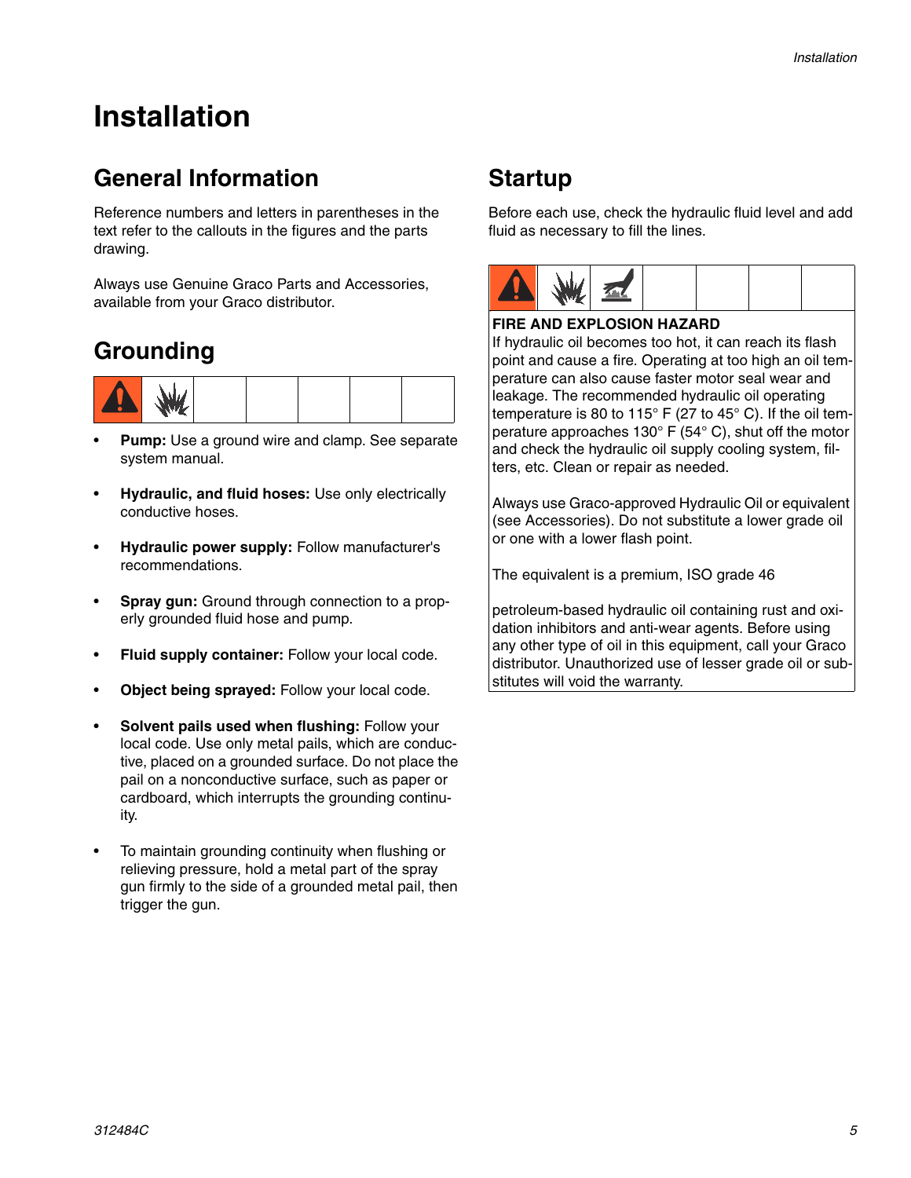# Installation

## General Information

Reference numbers and letters in parentheses in the text refer to the callouts in the figures and the parts drawing.

Always use Genuine Graco Parts and Accessories, available from your Graco distributor.

## Grounding

- **Pump:** Use a ground wire and clamp. See separate system manual.
- **Hydraulic, and fluid hoses:** Use only electrically conductive hoses.
- **Hydraulic power supply:** Follow manufacturer's recommendations.
- **Spray gun:** Ground through connection to a properly grounded fluid hose and pump.
- **Fluid supply container:** Follow your local code.
- **Object being sprayed:** Follow your local code.
- **Solvent pails used when flushing:** Follow your local code. Use only metal pails, which are conductive, placed on a grounded surface. Do not place the pail on a nonconductive surface, such as paper or cardboard, which interrupts the grounding continuity.
- To maintain grounding continuity when flushing or relieving pressure, hold a metal part of the spray gun firmly to the side of a grounded metal pail, then trigger the gun.

## Startup

Before each use, check the hydraulic fluid level and add fluid as necessary to fill the lines.

**FIRE AND EXPLOSION HAZARD**

If hydraulic oil becomes too hot, it can reach its flash point and cause a fire. Operating at too high an oil temperature can also cause faster motor seal wear and leakage. The recommended hydraulic oil operating temperature is 80 to 115° F (27 to 45° C). If the oil temperature approaches 130° F (54° C), shut off the motor and check the hydraulic oil supply cooling system, filters, etc. Clean or repair as needed.

Always use Graco-approved Hydraulic Oil or equivalent (see Accessories). Do not substitute a lower grade oil or one with a lower flash point.

The equivalent is a premium, ISO grade 46

petroleum-based hydraulic oil containing rust and oxidation inhibitors and anti-wear agents. Before using any other type of oil in this equipment, call your Graco distributor. Unauthorized use of lesser grade oil or substitutes will void the warranty.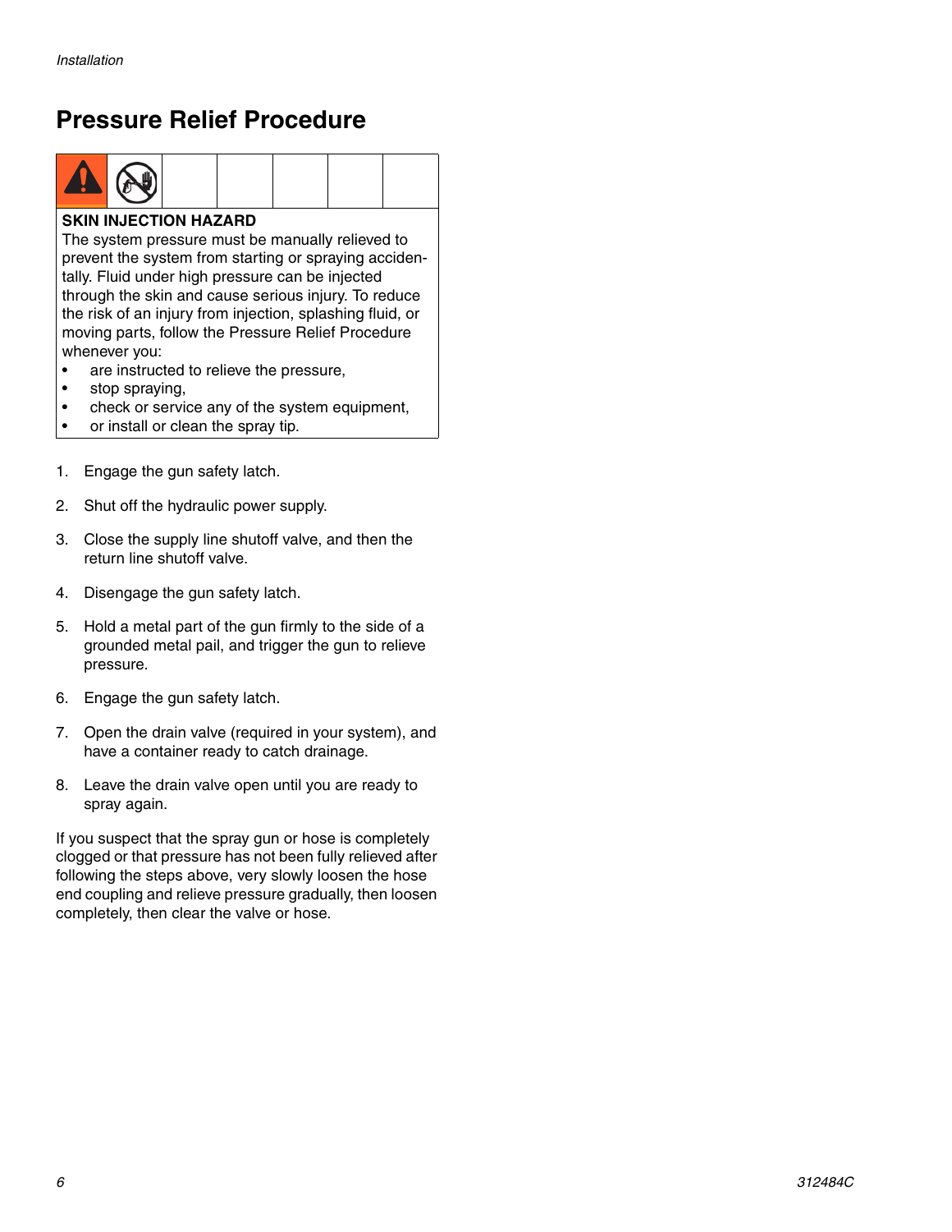## Pressure Relief Procedure

**SKIN INJECTION HAZARD**

The system pressure must be manually relieved to prevent the system from starting or spraying accidentally. Fluid under high pressure can be injected through the skin and cause serious injury. To reduce the risk of an injury from injection, splashing fluid, or moving parts, follow the Pressure Relief Procedure whenever you:

- are instructed to relieve the pressure,
- stop spraying,
- check or service any of the system equipment,
- or install or clean the spray tip.

1. Engage the gun safety latch.
2. Shut off the hydraulic power supply.
3. Close the supply line shutoff valve, and then the return line shutoff valve.
4. Disengage the gun safety latch.
5. Hold a metal part of the gun firmly to the side of a grounded metal pail, and trigger the gun to relieve pressure.
6. Engage the gun safety latch.
7. Open the drain valve (required in your system), and have a container ready to catch drainage.
8. Leave the drain valve open until you are ready to spray again.

If you suspect that the spray gun or hose is completely clogged or that pressure has not been fully relieved after following the steps above, very slowly loosen the hose end coupling and relieve pressure gradually, then loosen completely, then clear the valve or hose.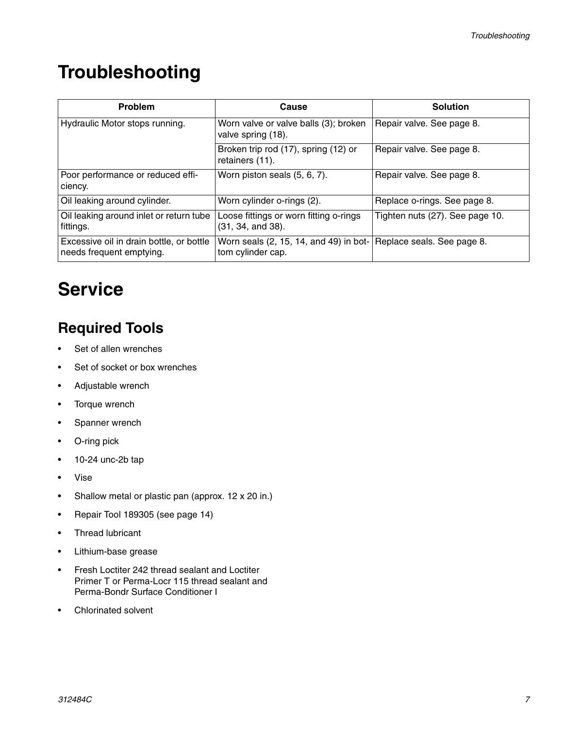# Troubleshooting

| Problem | Cause | Solution |
| --- | --- | --- |
| Hydraulic Motor stops running. | Worn valve or valve balls (3); broken valve spring (18). | Repair valve. See page 8. |
| | Broken trip rod (17), spring (12) or retainers (11). | Repair valve. See page 8. |
| Poor performance or reduced efficiency. | Worn piston seals (5, 6, 7). | Repair valve. See page 8. |
| Oil leaking around cylinder. | Worn cylinder o-rings (2). | Replace o-rings. See page 8. |
| Oil leaking around inlet or return tube fittings. | Loose fittings or worn fitting o-rings (31, 34, and 38). | Tighten nuts (27). See page 10. |
| Excessive oil in drain bottle, or bottle needs frequent emptying. | Worn seals (2, 15, 14, and 49) in bottom cylinder cap. | Replace seals. See page 8. |

# Service

## Required Tools

- Set of allen wrenches
- Set of socket or box wrenches
- Adjustable wrench
- Torque wrench
- Spanner wrench
- O-ring pick
- 10-24 unc-2b tap
- Vise
- Shallow metal or plastic pan (approx. 12 x 20 in.)
- Repair Tool 189305 (see page 14)
- Thread lubricant
- Lithium-base grease
- Fresh Loctiter 242 thread sealant and Loctiter Primer T or Perma-Locr 115 thread sealant and Perma-Bondr Surface Conditioner I
- Chlorinated solvent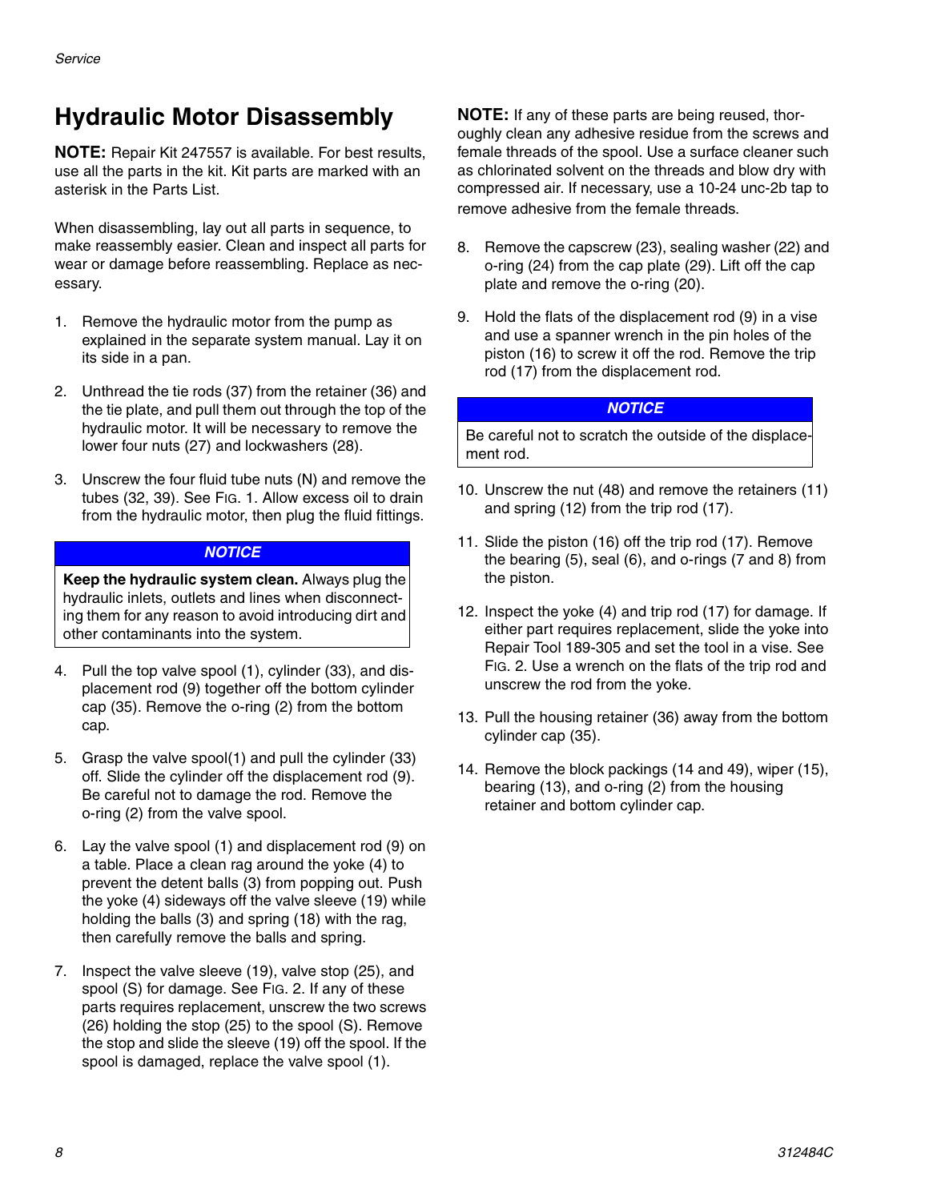## Hydraulic Motor Disassembly

**NOTE:** Repair Kit 247557 is available. For best results, use all the parts in the kit. Kit parts are marked with an asterisk in the Parts List.

When disassembling, lay out all parts in sequence, to make reassembly easier. Clean and inspect all parts for wear or damage before reassembling. Replace as necessary.

1. Remove the hydraulic motor from the pump as explained in the separate system manual. Lay it on its side in a pan.
2. Unthread the tie rods (37) from the retainer (36) and the tie plate, and pull them out through the top of the hydraulic motor. It will be necessary to remove the lower four nuts (27) and lockwashers (28).
3. Unscrew the four fluid tube nuts (N) and remove the tubes (32, 39). See FIG. 1. Allow excess oil to drain from the hydraulic motor, then plug the fluid fittings.

> ***NOTICE***
>
> **Keep the hydraulic system clean.** Always plug the hydraulic inlets, outlets and lines when disconnecting them for any reason to avoid introducing dirt and other contaminants into the system.

4. Pull the top valve spool (1), cylinder (33), and displacement rod (9) together off the bottom cylinder cap (35). Remove the o-ring (2) from the bottom cap.
5. Grasp the valve spool(1) and pull the cylinder (33) off. Slide the cylinder off the displacement rod (9). Be careful not to damage the rod. Remove the o-ring (2) from the valve spool.
6. Lay the valve spool (1) and displacement rod (9) on a table. Place a clean rag around the yoke (4) to prevent the detent balls (3) from popping out. Push the yoke (4) sideways off the valve sleeve (19) while holding the balls (3) and spring (18) with the rag, then carefully remove the balls and spring.
7. Inspect the valve sleeve (19), valve stop (25), and spool (S) for damage. See FIG. 2. If any of these parts requires replacement, unscrew the two screws (26) holding the stop (25) to the spool (S). Remove the stop and slide the sleeve (19) off the spool. If the spool is damaged, replace the valve spool (1).

**NOTE:** If any of these parts are being reused, thoroughly clean any adhesive residue from the screws and female threads of the spool. Use a surface cleaner such as chlorinated solvent on the threads and blow dry with compressed air. If necessary, use a 10-24 unc-2b tap to remove adhesive from the female threads.

8. Remove the capscrew (23), sealing washer (22) and o-ring (24) from the cap plate (29). Lift off the cap plate and remove the o-ring (20).
9. Hold the flats of the displacement rod (9) in a vise and use a spanner wrench in the pin holes of the piston (16) to screw it off the rod. Remove the trip rod (17) from the displacement rod.

> ***NOTICE***
>
> Be careful not to scratch the outside of the displacement rod.

10. Unscrew the nut (48) and remove the retainers (11) and spring (12) from the trip rod (17).
11. Slide the piston (16) off the trip rod (17). Remove the bearing (5), seal (6), and o-rings (7 and 8) from the piston.
12. Inspect the yoke (4) and trip rod (17) for damage. If either part requires replacement, slide the yoke into Repair Tool 189-305 and set the tool in a vise. See FIG. 2. Use a wrench on the flats of the trip rod and unscrew the rod from the yoke.
13. Pull the housing retainer (36) away from the bottom cylinder cap (35).
14. Remove the block packings (14 and 49), wiper (15), bearing (13), and o-ring (2) from the housing retainer and bottom cylinder cap.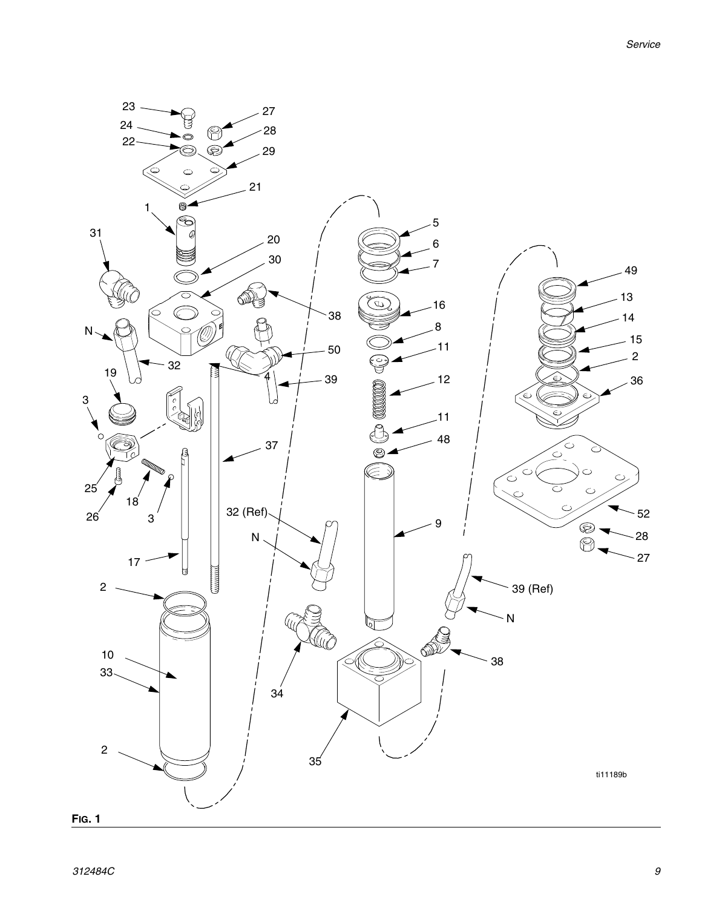**FIG. 1**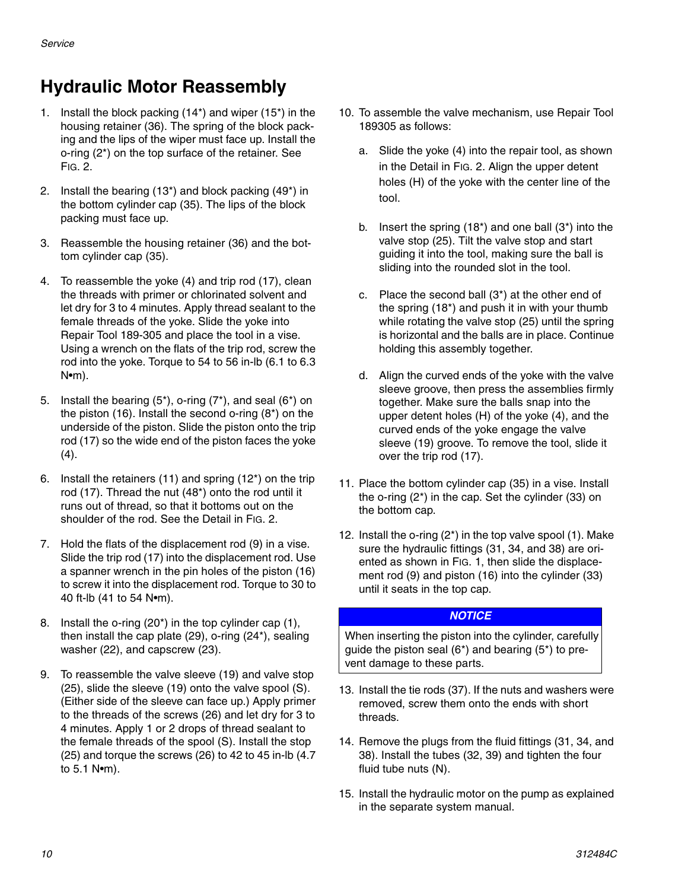# Hydraulic Motor Reassembly

1. Install the block packing (14*) and wiper (15*) in the housing retainer (36). The spring of the block packing and the lips of the wiper must face up. Install the o-ring (2*) on the top surface of the retainer. See FIG. 2.

2. Install the bearing (13*) and block packing (49*) in the bottom cylinder cap (35). The lips of the block packing must face up.

3. Reassemble the housing retainer (36) and the bottom cylinder cap (35).

4. To reassemble the yoke (4) and trip rod (17), clean the threads with primer or chlorinated solvent and let dry for 3 to 4 minutes. Apply thread sealant to the female threads of the yoke. Slide the yoke into Repair Tool 189-305 and place the tool in a vise. Using a wrench on the flats of the trip rod, screw the rod into the yoke. Torque to 54 to 56 in-lb (6.1 to 6.3 N•m).

5. Install the bearing (5*), o-ring (7*), and seal (6*) on the piston (16). Install the second o-ring (8*) on the underside of the piston. Slide the piston onto the trip rod (17) so the wide end of the piston faces the yoke (4).

6. Install the retainers (11) and spring (12*) on the trip rod (17). Thread the nut (48*) onto the rod until it runs out of thread, so that it bottoms out on the shoulder of the rod. See the Detail in FIG. 2.

7. Hold the flats of the displacement rod (9) in a vise. Slide the trip rod (17) into the displacement rod. Use a spanner wrench in the pin holes of the piston (16) to screw it into the displacement rod. Torque to 30 to 40 ft-lb (41 to 54 N•m).

8. Install the o-ring (20*) in the top cylinder cap (1), then install the cap plate (29), o-ring (24*), sealing washer (22), and capscrew (23).

9. To reassemble the valve sleeve (19) and valve stop (25), slide the sleeve (19) onto the valve spool (S). (Either side of the sleeve can face up.) Apply primer to the threads of the screws (26) and let dry for 3 to 4 minutes. Apply 1 or 2 drops of thread sealant to the female threads of the spool (S). Install the stop (25) and torque the screws (26) to 42 to 45 in-lb (4.7 to 5.1 N•m).

10. To assemble the valve mechanism, use Repair Tool 189305 as follows:

    a. Slide the yoke (4) into the repair tool, as shown in the Detail in FIG. 2. Align the upper detent holes (H) of the yoke with the center line of the tool.

    b. Insert the spring (18*) and one ball (3*) into the valve stop (25). Tilt the valve stop and start guiding it into the tool, making sure the ball is sliding into the rounded slot in the tool.

    c. Place the second ball (3*) at the other end of the spring (18*) and push it in with your thumb while rotating the valve stop (25) until the spring is horizontal and the balls are in place. Continue holding this assembly together.

    d. Align the curved ends of the yoke with the valve sleeve groove, then press the assemblies firmly together. Make sure the balls snap into the upper detent holes (H) of the yoke (4), and the curved ends of the yoke engage the valve sleeve (19) groove. To remove the tool, slide it over the trip rod (17).

11. Place the bottom cylinder cap (35) in a vise. Install the o-ring (2*) in the cap. Set the cylinder (33) on the bottom cap.

12. Install the o-ring (2*) in the top valve spool (1). Make sure the hydraulic fittings (31, 34, and 38) are oriented as shown in FIG. 1, then slide the displacement rod (9) and piston (16) into the cylinder (33) until it seats in the top cap.

> ***NOTICE***
>
> When inserting the piston into the cylinder, carefully guide the piston seal (6*) and bearing (5*) to prevent damage to these parts.

13. Install the tie rods (37). If the nuts and washers were removed, screw them onto the ends with short threads.

14. Remove the plugs from the fluid fittings (31, 34, and 38). Install the tubes (32, 39) and tighten the four fluid tube nuts (N).

15. Install the hydraulic motor on the pump as explained in the separate system manual.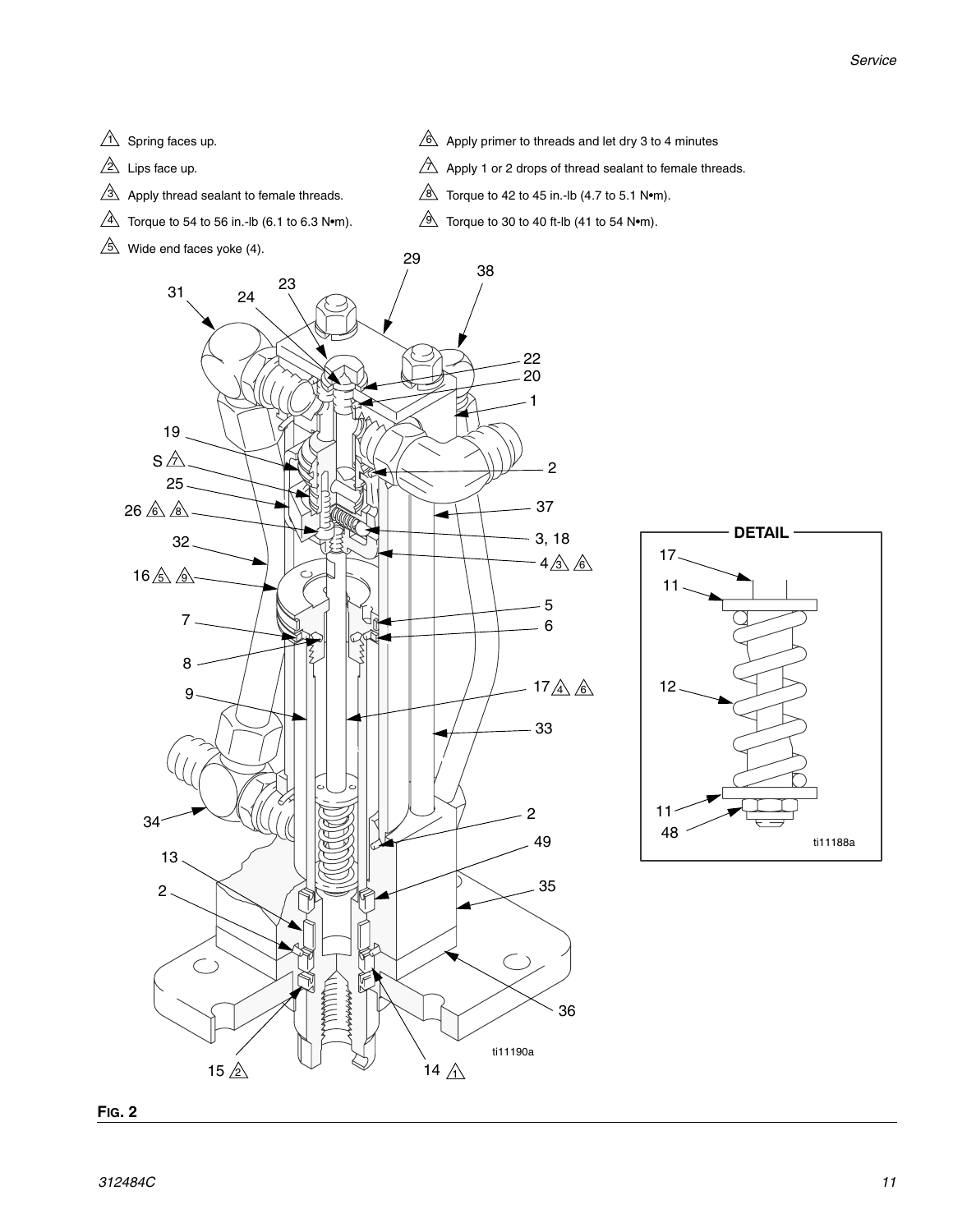1. Spring faces up.
2. Lips face up.
3. Apply thread sealant to female threads.
4. Torque to 54 to 56 in.-lb (6.1 to 6.3 N•m).
5. Wide end faces yoke (4).
6. Apply primer to threads and let dry 3 to 4 minutes
7. Apply 1 or 2 drops of thread sealant to female threads.
8. Torque to 42 to 45 in.-lb (4.7 to 5.1 N•m).
9. Torque to 30 to 40 ft-lb (41 to 54 N•m).

**FIG. 2**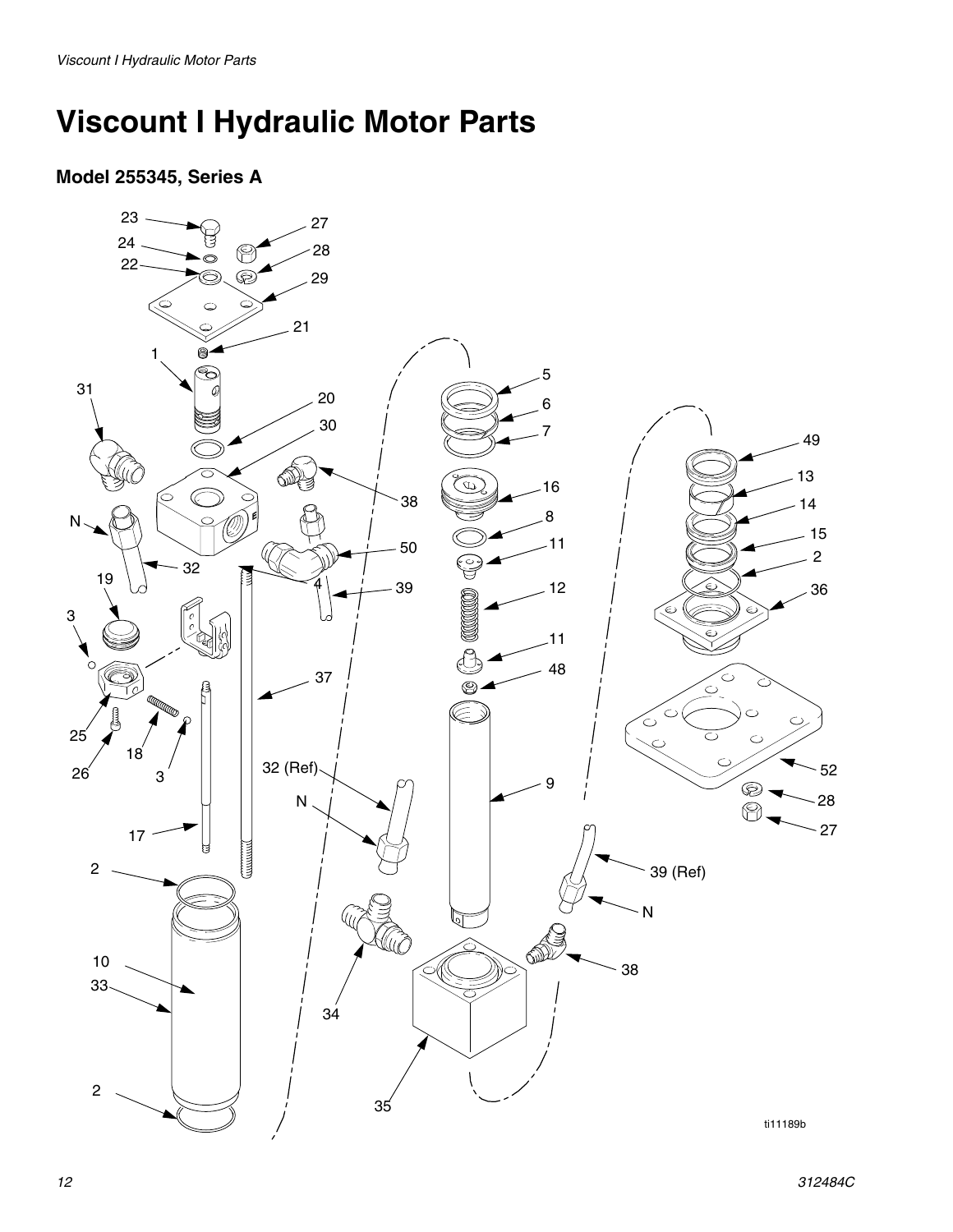# Viscount I Hydraulic Motor Parts

## Model 255345, Series A

ti11189b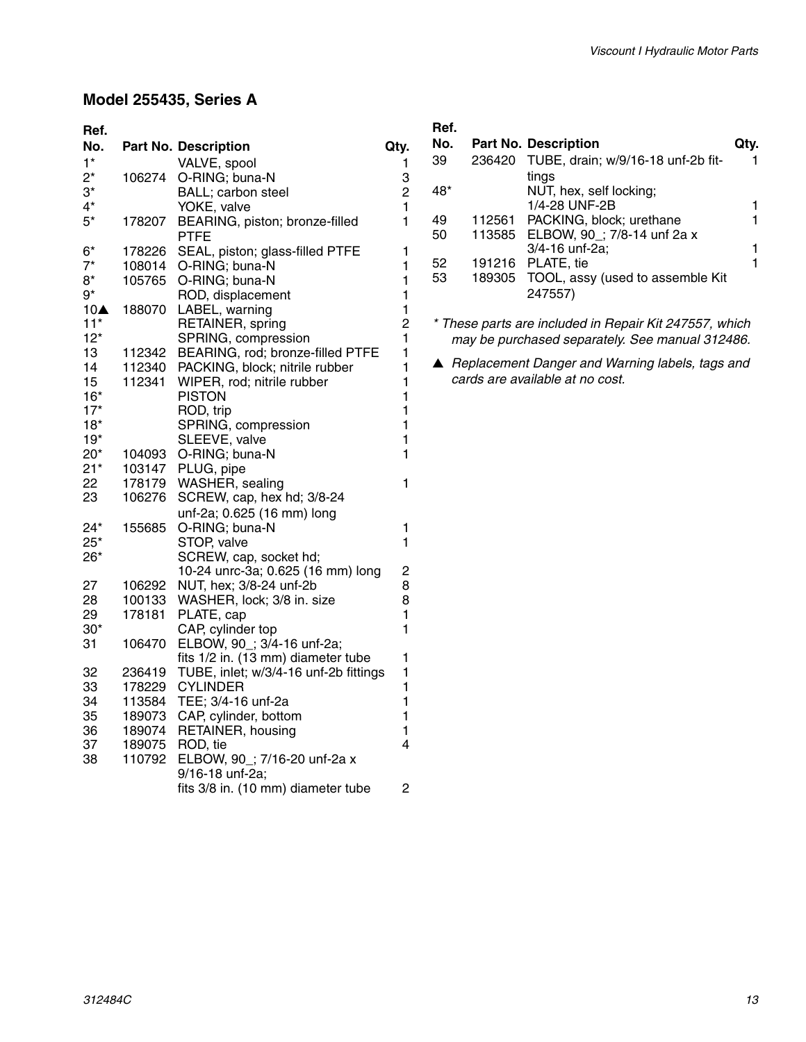## Model 255435, Series A

| Ref. No. | Part No. | Description | Qty. |
|---|---|---|---|
| 1* | | VALVE, spool | 1 |
| 2* | 106274 | O-RING; buna-N | 3 |
| 3* | | BALL; carbon steel | 2 |
| 4* | | YOKE, valve | 1 |
| 5* | 178207 | BEARING, piston; bronze-filled PTFE | 1 |
| 6* | 178226 | SEAL, piston; glass-filled PTFE | 1 |
| 7* | 108014 | O-RING; buna-N | 1 |
| 8* | 105765 | O-RING; buna-N | 1 |
| 9* | | ROD, displacement | 1 |
| 10▲ | 188070 | LABEL, warning | 1 |
| 11* | | RETAINER, spring | 2 |
| 12* | | SPRING, compression | 1 |
| 13 | 112342 | BEARING, rod; bronze-filled PTFE | 1 |
| 14 | 112340 | PACKING, block; nitrile rubber | 1 |
| 15 | 112341 | WIPER, rod; nitrile rubber | 1 |
| 16* | | PISTON | 1 |
| 17* | | ROD, trip | 1 |
| 18* | | SPRING, compression | 1 |
| 19* | | SLEEVE, valve | 1 |
| 20* | 104093 | O-RING; buna-N | 1 |
| 21* | 103147 | PLUG, pipe | |
| 22 | 178179 | WASHER, sealing | 1 |
| 23 | 106276 | SCREW, cap, hex hd; 3/8-24 unf-2a; 0.625 (16 mm) long | |
| 24* | 155685 | O-RING; buna-N | 1 |
| 25* | | STOP, valve | 1 |
| 26* | | SCREW, cap, socket hd; 10-24 unrc-3a; 0.625 (16 mm) long | 2 |
| 27 | 106292 | NUT, hex; 3/8-24 unf-2b | 8 |
| 28 | 100133 | WASHER, lock; 3/8 in. size | 8 |
| 29 | 178181 | PLATE, cap | 1 |
| 30* | | CAP, cylinder top | 1 |
| 31 | 106470 | ELBOW, 90_; 3/4-16 unf-2a; fits 1/2 in. (13 mm) diameter tube | 1 |
| 32 | 236419 | TUBE, inlet; w/3/4-16 unf-2b fittings | 1 |
| 33 | 178229 | CYLINDER | 1 |
| 34 | 113584 | TEE; 3/4-16 unf-2a | 1 |
| 35 | 189073 | CAP, cylinder, bottom | 1 |
| 36 | 189074 | RETAINER, housing | 1 |
| 37 | 189075 | ROD, tie | 4 |
| 38 | 110792 | ELBOW, 90_; 7/16-20 unf-2a x 9/16-18 unf-2a; fits 3/8 in. (10 mm) diameter tube | 2 |
| 39 | 236420 | TUBE, drain; w/9/16-18 unf-2b fittings | 1 |
| 48* | | NUT, hex, self locking; 1/4-28 UNF-2B | 1 |
| 49 | 112561 | PACKING, block; urethane | 1 |
| 50 | 113585 | ELBOW, 90_; 7/8-14 unf 2a x 3/4-16 unf-2a; | 1 |
| 52 | 191216 | PLATE, tie | 1 |
| 53 | 189305 | TOOL, assy (used to assemble Kit 247557) | |

*\* These parts are included in Repair Kit 247557, which may be purchased separately. See manual 312486.*

*▲ Replacement Danger and Warning labels, tags and cards are available at no cost.*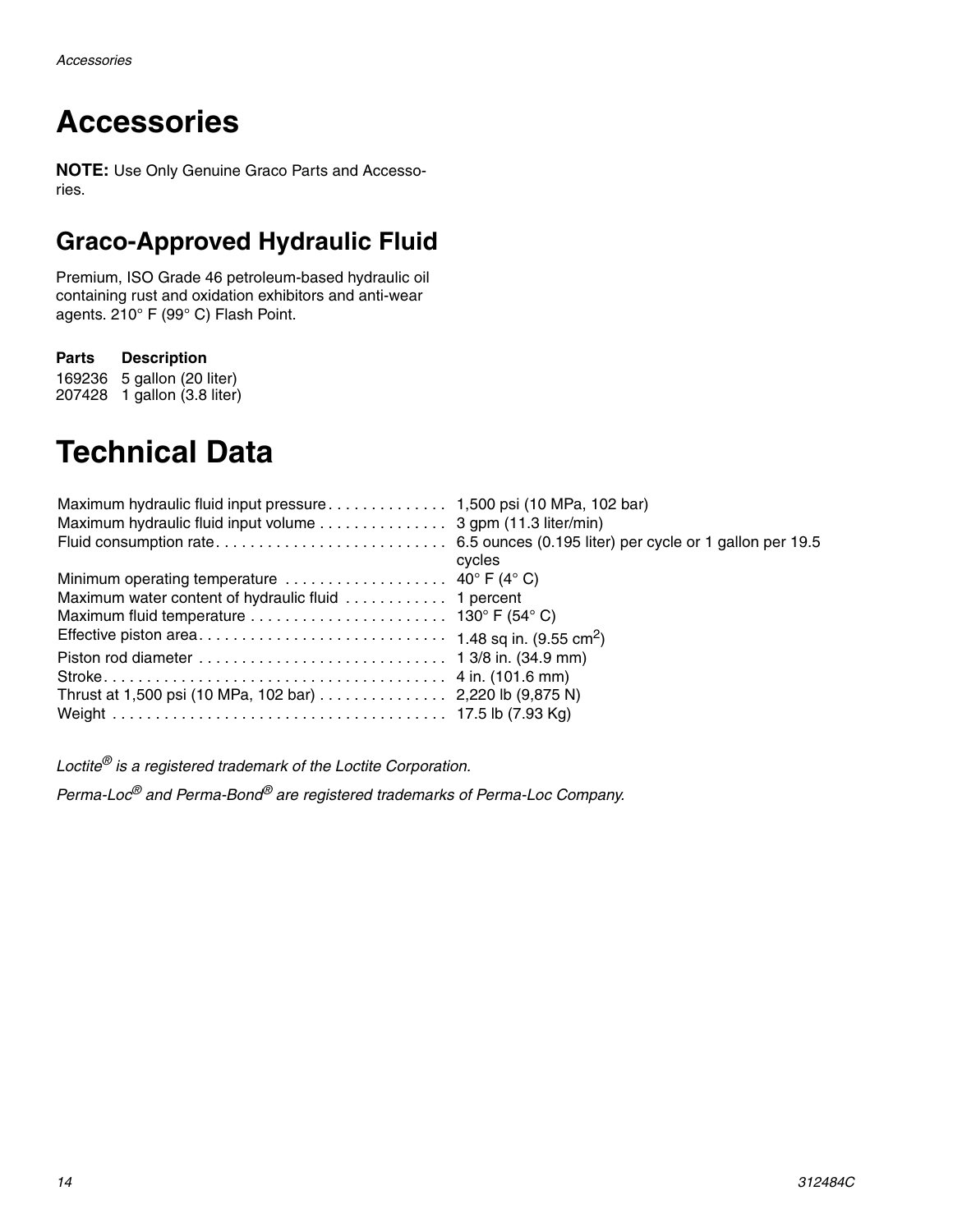# Accessories

**NOTE:** Use Only Genuine Graco Parts and Accessories.

## Graco-Approved Hydraulic Fluid

Premium, ISO Grade 46 petroleum-based hydraulic oil containing rust and oxidation exhibitors and anti-wear agents. 210° F (99° C) Flash Point.

| Parts | Description |
| --- | --- |
| 169236 | 5 gallon (20 liter) |
| 207428 | 1 gallon (3.8 liter) |

# Technical Data

| | |
| --- | --- |
| Maximum hydraulic fluid input pressure | 1,500 psi (10 MPa, 102 bar) |
| Maximum hydraulic fluid input volume | 3 gpm (11.3 liter/min) |
| Fluid consumption rate | 6.5 ounces (0.195 liter) per cycle or 1 gallon per 19.5 cycles |
| Minimum operating temperature | 40° F (4° C) |
| Maximum water content of hydraulic fluid | 1 percent |
| Maximum fluid temperature | 130° F (54° C) |
| Effective piston area | 1.48 sq in. (9.55 $cm^2$) |
| Piston rod diameter | 1 3/8 in. (34.9 mm) |
| Stroke | 4 in. (101.6 mm) |
| Thrust at 1,500 psi (10 MPa, 102 bar) | 2,220 lb (9,875 N) |
| Weight | 17.5 lb (7.93 Kg) |

*Loctite® is a registered trademark of the Loctite Corporation.*

*Perma-Loc® and Perma-Bond® are registered trademarks of Perma-Loc Company.*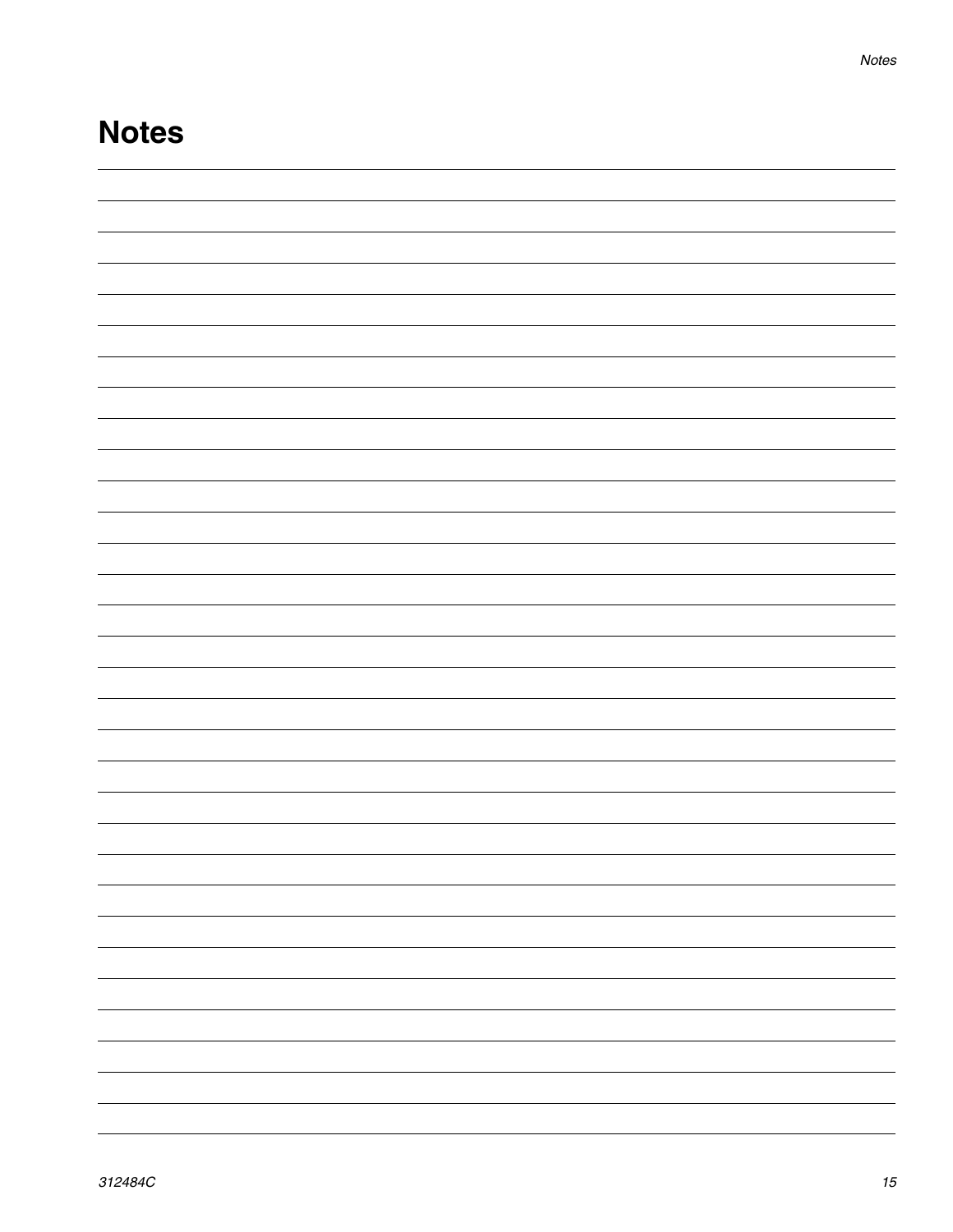# Notes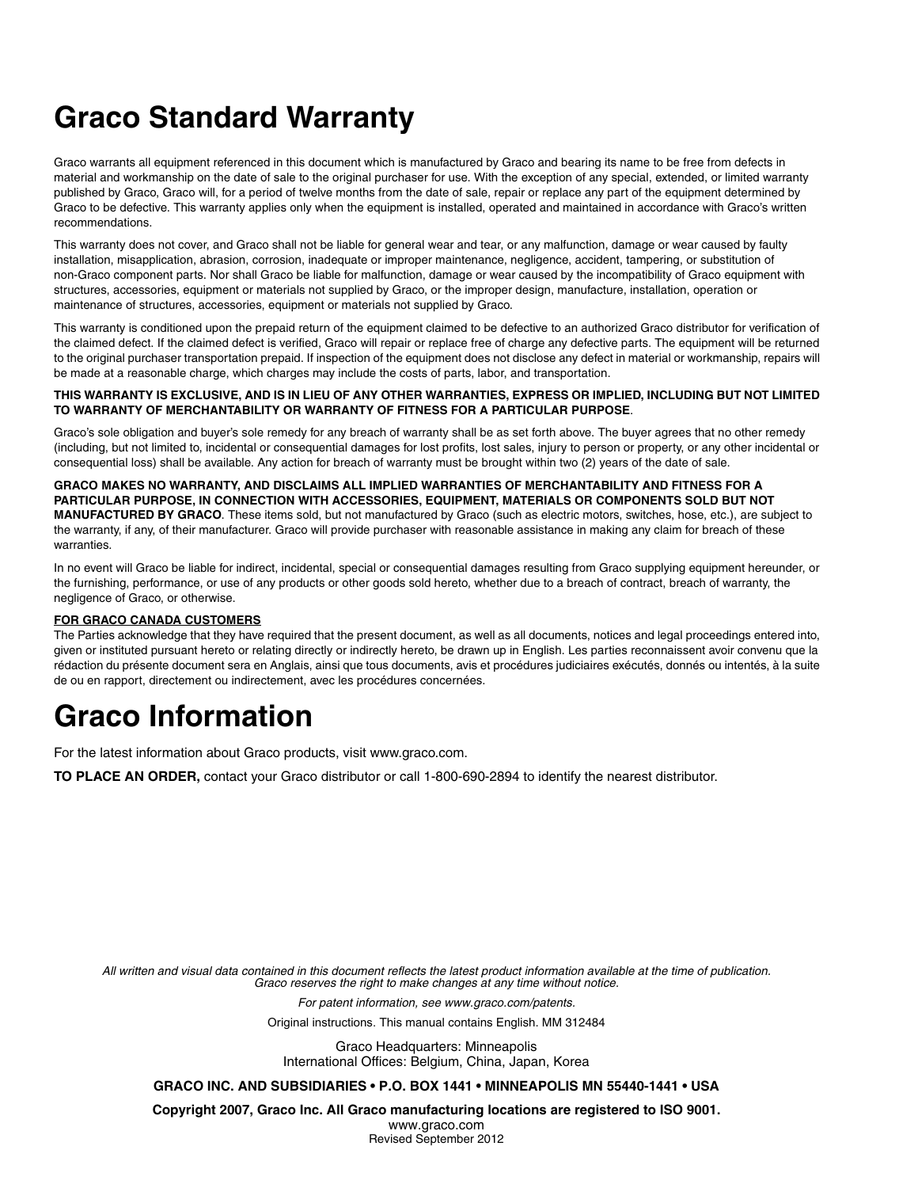# Graco Standard Warranty

Graco warrants all equipment referenced in this document which is manufactured by Graco and bearing its name to be free from defects in material and workmanship on the date of sale to the original purchaser for use. With the exception of any special, extended, or limited warranty published by Graco, Graco will, for a period of twelve months from the date of sale, repair or replace any part of the equipment determined by Graco to be defective. This warranty applies only when the equipment is installed, operated and maintained in accordance with Graco's written recommendations.

This warranty does not cover, and Graco shall not be liable for general wear and tear, or any malfunction, damage or wear caused by faulty installation, misapplication, abrasion, corrosion, inadequate or improper maintenance, negligence, accident, tampering, or substitution of non-Graco component parts. Nor shall Graco be liable for malfunction, damage or wear caused by the incompatibility of Graco equipment with structures, accessories, equipment or materials not supplied by Graco, or the improper design, manufacture, installation, operation or maintenance of structures, accessories, equipment or materials not supplied by Graco.

This warranty is conditioned upon the prepaid return of the equipment claimed to be defective to an authorized Graco distributor for verification of the claimed defect. If the claimed defect is verified, Graco will repair or replace free of charge any defective parts. The equipment will be returned to the original purchaser transportation prepaid. If inspection of the equipment does not disclose any defect in material or workmanship, repairs will be made at a reasonable charge, which charges may include the costs of parts, labor, and transportation.

**THIS WARRANTY IS EXCLUSIVE, AND IS IN LIEU OF ANY OTHER WARRANTIES, EXPRESS OR IMPLIED, INCLUDING BUT NOT LIMITED TO WARRANTY OF MERCHANTABILITY OR WARRANTY OF FITNESS FOR A PARTICULAR PURPOSE**.

Graco's sole obligation and buyer's sole remedy for any breach of warranty shall be as set forth above. The buyer agrees that no other remedy (including, but not limited to, incidental or consequential damages for lost profits, lost sales, injury to person or property, or any other incidental or consequential loss) shall be available. Any action for breach of warranty must be brought within two (2) years of the date of sale.

**GRACO MAKES NO WARRANTY, AND DISCLAIMS ALL IMPLIED WARRANTIES OF MERCHANTABILITY AND FITNESS FOR A PARTICULAR PURPOSE, IN CONNECTION WITH ACCESSORIES, EQUIPMENT, MATERIALS OR COMPONENTS SOLD BUT NOT MANUFACTURED BY GRACO**. These items sold, but not manufactured by Graco (such as electric motors, switches, hose, etc.), are subject to the warranty, if any, of their manufacturer. Graco will provide purchaser with reasonable assistance in making any claim for breach of these warranties.

In no event will Graco be liable for indirect, incidental, special or consequential damages resulting from Graco supplying equipment hereunder, or the furnishing, performance, or use of any products or other goods sold hereto, whether due to a breach of contract, breach of warranty, the negligence of Graco, or otherwise.

**FOR GRACO CANADA CUSTOMERS**

The Parties acknowledge that they have required that the present document, as well as all documents, notices and legal proceedings entered into, given or instituted pursuant hereto or relating directly or indirectly hereto, be drawn up in English. Les parties reconnaissent avoir convenu que la rédaction du présente document sera en Anglais, ainsi que tous documents, avis et procédures judiciaires exécutés, donnés ou intentés, à la suite de ou en rapport, directement ou indirectement, avec les procédures concernées.

# Graco Information

For the latest information about Graco products, visit www.graco.com.

**TO PLACE AN ORDER,** contact your Graco distributor or call 1-800-690-2894 to identify the nearest distributor.

*All written and visual data contained in this document reflects the latest product information available at the time of publication. Graco reserves the right to make changes at any time without notice.*

*For patent information, see www.graco.com/patents.*

Original instructions. This manual contains English. MM 312484

Graco Headquarters: Minneapolis
International Offices: Belgium, China, Japan, Korea

**GRACO INC. AND SUBSIDIARIES • P.O. BOX 1441 • MINNEAPOLIS MN 55440-1441 • USA**

**Copyright 2007, Graco Inc. All Graco manufacturing locations are registered to ISO 9001.**

www.graco.com
Revised September 2012